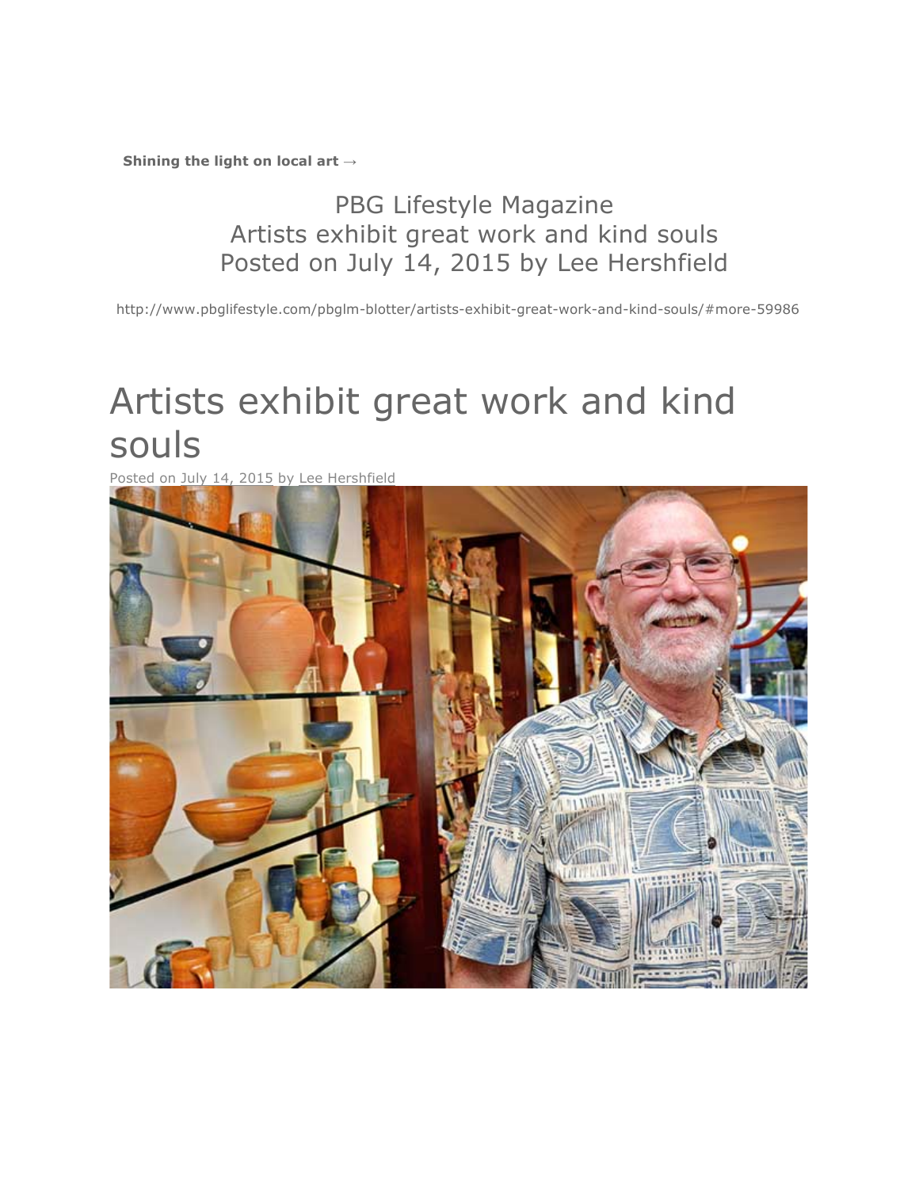**Shining the light on local art →**

PBG Lifestyle Magazine
Artists exhibit great work and kind souls
Posted on July 14, 2015 by Lee Hershfield

http://www.pbglifestyle.com/pbglm-blotter/artists-exhibit-great-work-and-kind-souls/#more-59986

# Artists exhibit great work and kind souls

Posted on July 14, 2015 by Lee Hershfield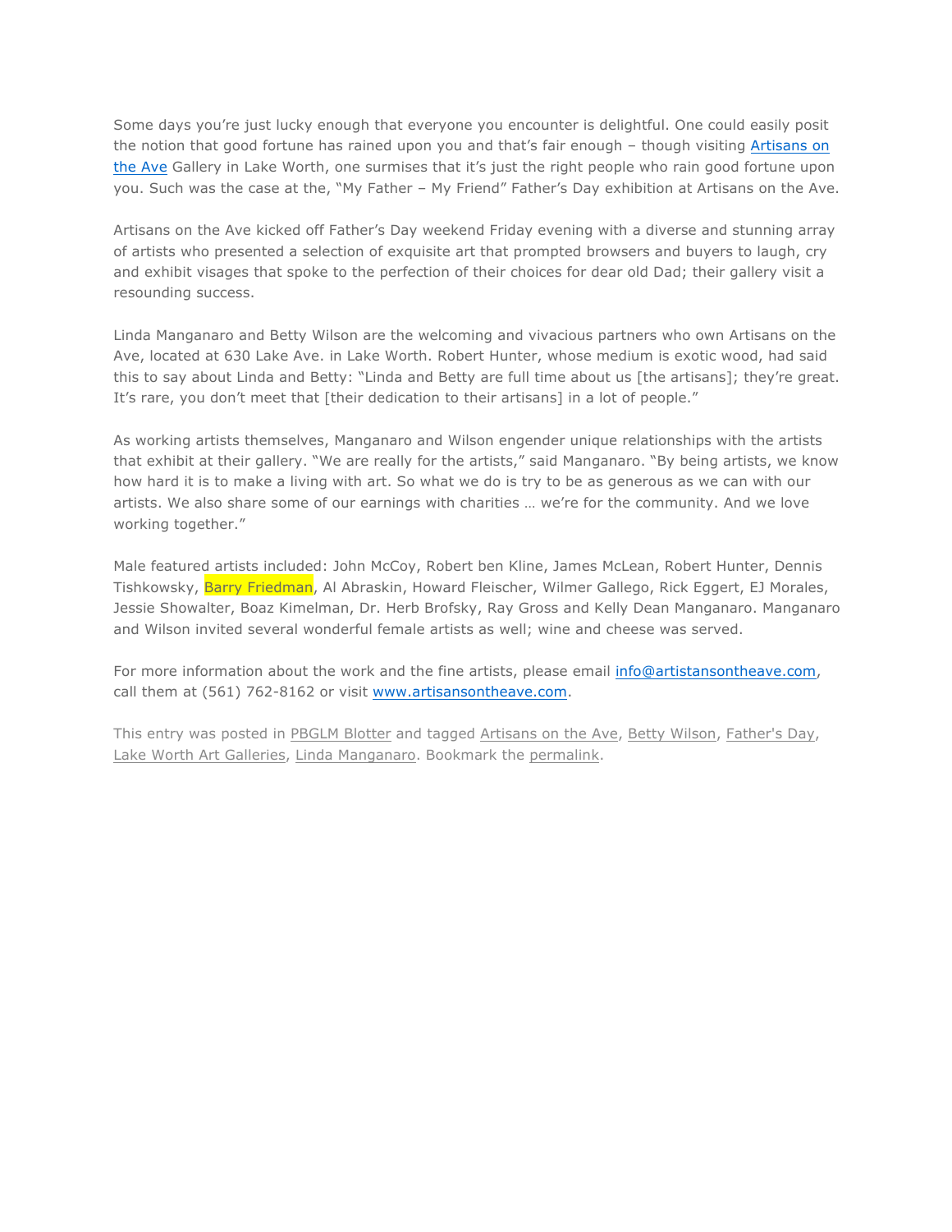Some days you're just lucky enough that everyone you encounter is delightful. One could easily posit the notion that good fortune has rained upon you and that's fair enough – though visiting Artisans on the Ave Gallery in Lake Worth, one surmises that it's just the right people who rain good fortune upon you. Such was the case at the, "My Father – My Friend" Father's Day exhibition at Artisans on the Ave.

Artisans on the Ave kicked off Father's Day weekend Friday evening with a diverse and stunning array of artists who presented a selection of exquisite art that prompted browsers and buyers to laugh, cry and exhibit visages that spoke to the perfection of their choices for dear old Dad; their gallery visit a resounding success.

Linda Manganaro and Betty Wilson are the welcoming and vivacious partners who own Artisans on the Ave, located at 630 Lake Ave. in Lake Worth. Robert Hunter, whose medium is exotic wood, had said this to say about Linda and Betty: "Linda and Betty are full time about us [the artisans]; they're great. It's rare, you don't meet that [their dedication to their artisans] in a lot of people."

As working artists themselves, Manganaro and Wilson engender unique relationships with the artists that exhibit at their gallery. "We are really for the artists," said Manganaro. "By being artists, we know how hard it is to make a living with art. So what we do is try to be as generous as we can with our artists. We also share some of our earnings with charities … we're for the community. And we love working together."

Male featured artists included: John McCoy, Robert ben Kline, James McLean, Robert Hunter, Dennis Tishkowsky, Barry Friedman, Al Abraskin, Howard Fleischer, Wilmer Gallego, Rick Eggert, EJ Morales, Jessie Showalter, Boaz Kimelman, Dr. Herb Brofsky, Ray Gross and Kelly Dean Manganaro. Manganaro and Wilson invited several wonderful female artists as well; wine and cheese was served.

For more information about the work and the fine artists, please email info@artistansontheave.com, call them at (561) 762-8162 or visit www.artisansontheave.com.

This entry was posted in PBGLM Blotter and tagged Artisans on the Ave, Betty Wilson, Father's Day, Lake Worth Art Galleries, Linda Manganaro. Bookmark the permalink.